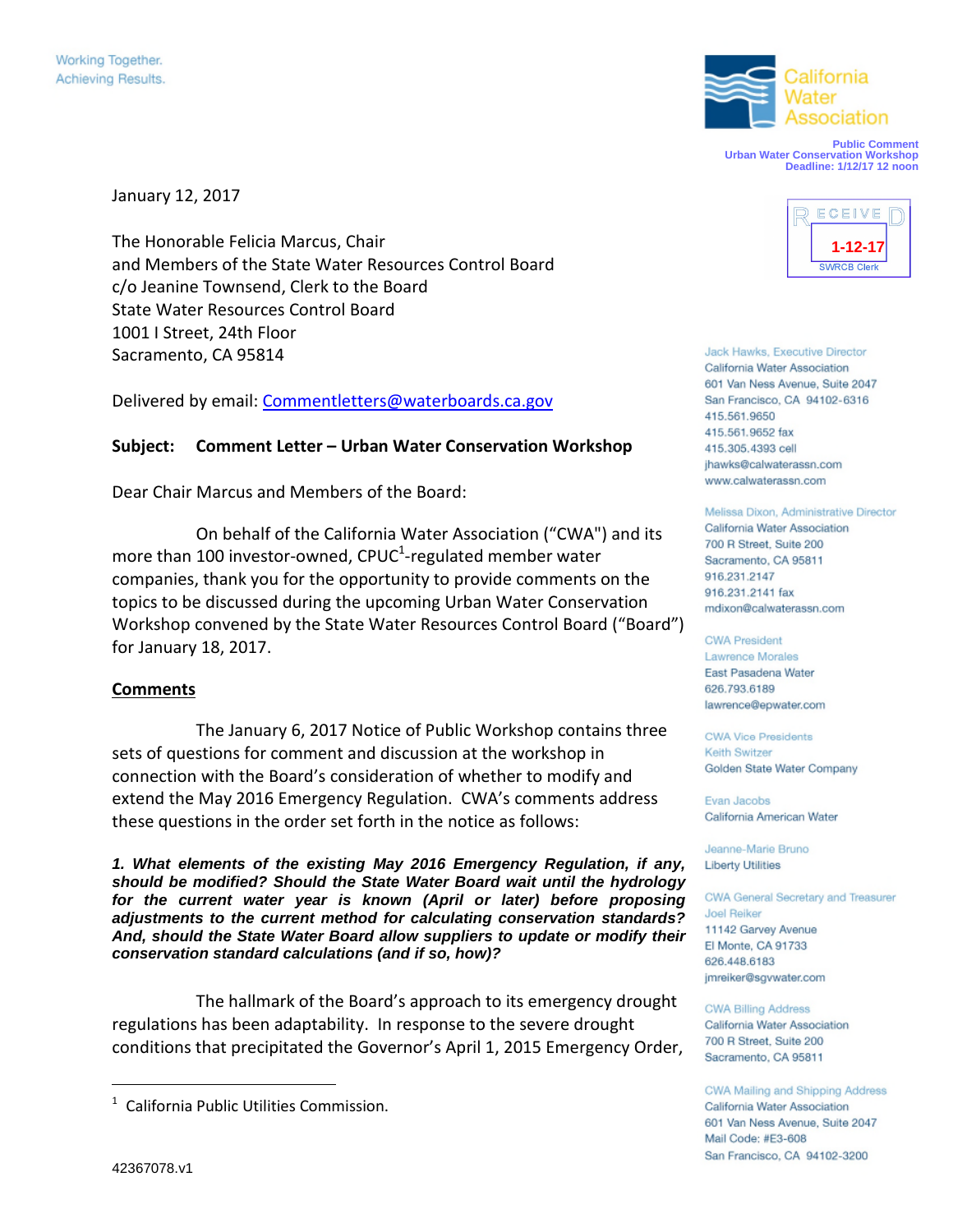Working Together.
Achieving Results.

California Water Association

**Public Comment**
**Urban Water Conservation Workshop**
**Deadline: 1/12/17 12 noon**

RECEIVED
1-12-17
SWRCB Clerk

January 12, 2017

The Honorable Felicia Marcus, Chair
and Members of the State Water Resources Control Board
c/o Jeanine Townsend, Clerk to the Board
State Water Resources Control Board
1001 I Street, 24th Floor
Sacramento, CA 95814

Delivered by email: Commentletters@waterboards.ca.gov

**Subject: Comment Letter – Urban Water Conservation Workshop**

Dear Chair Marcus and Members of the Board:

On behalf of the California Water Association ("CWA") and its more than 100 investor-owned, CPUC[1]-regulated member water companies, thank you for the opportunity to provide comments on the topics to be discussed during the upcoming Urban Water Conservation Workshop convened by the State Water Resources Control Board ("Board") for January 18, 2017.

**Comments**

The January 6, 2017 Notice of Public Workshop contains three sets of questions for comment and discussion at the workshop in connection with the Board's consideration of whether to modify and extend the May 2016 Emergency Regulation. CWA's comments address these questions in the order set forth in the notice as follows:

***1. What elements of the existing May 2016 Emergency Regulation, if any, should be modified? Should the State Water Board wait until the hydrology for the current water year is known (April or later) before proposing adjustments to the current method for calculating conservation standards? And, should the State Water Board allow suppliers to update or modify their conservation standard calculations (and if so, how)?***

The hallmark of the Board's approach to its emergency drought regulations has been adaptability. In response to the severe drought conditions that precipitated the Governor's April 1, 2015 Emergency Order,

Jack Hawks, Executive Director
California Water Association
601 Van Ness Avenue, Suite 2047
San Francisco, CA 94102-6316
415.561.9650
415.561.9652 fax
415.305.4393 cell
jhawks@calwaterassn.com
www.calwaterassn.com

Melissa Dixon, Administrative Director
California Water Association
700 R Street, Suite 200
Sacramento, CA 95811
916.231.2147
916.231.2141 fax
mdixon@calwaterassn.com

CWA President
Lawrence Morales
East Pasadena Water
626.793.6189
lawrence@epwater.com

CWA Vice Presidents
Keith Switzer
Golden State Water Company

Evan Jacobs
California American Water

Jeanne-Marie Bruno
Liberty Utilities

CWA General Secretary and Treasurer
Joel Reiker
11142 Garvey Avenue
El Monte, CA 91733
626.448.6183
jmreiker@sgvwater.com

CWA Billing Address
California Water Association
700 R Street, Suite 200
Sacramento, CA 95811

CWA Mailing and Shipping Address
California Water Association
601 Van Ness Avenue, Suite 2047
Mail Code: #E3-608
San Francisco, CA 94102-3200

[1] California Public Utilities Commission.

42367078.v1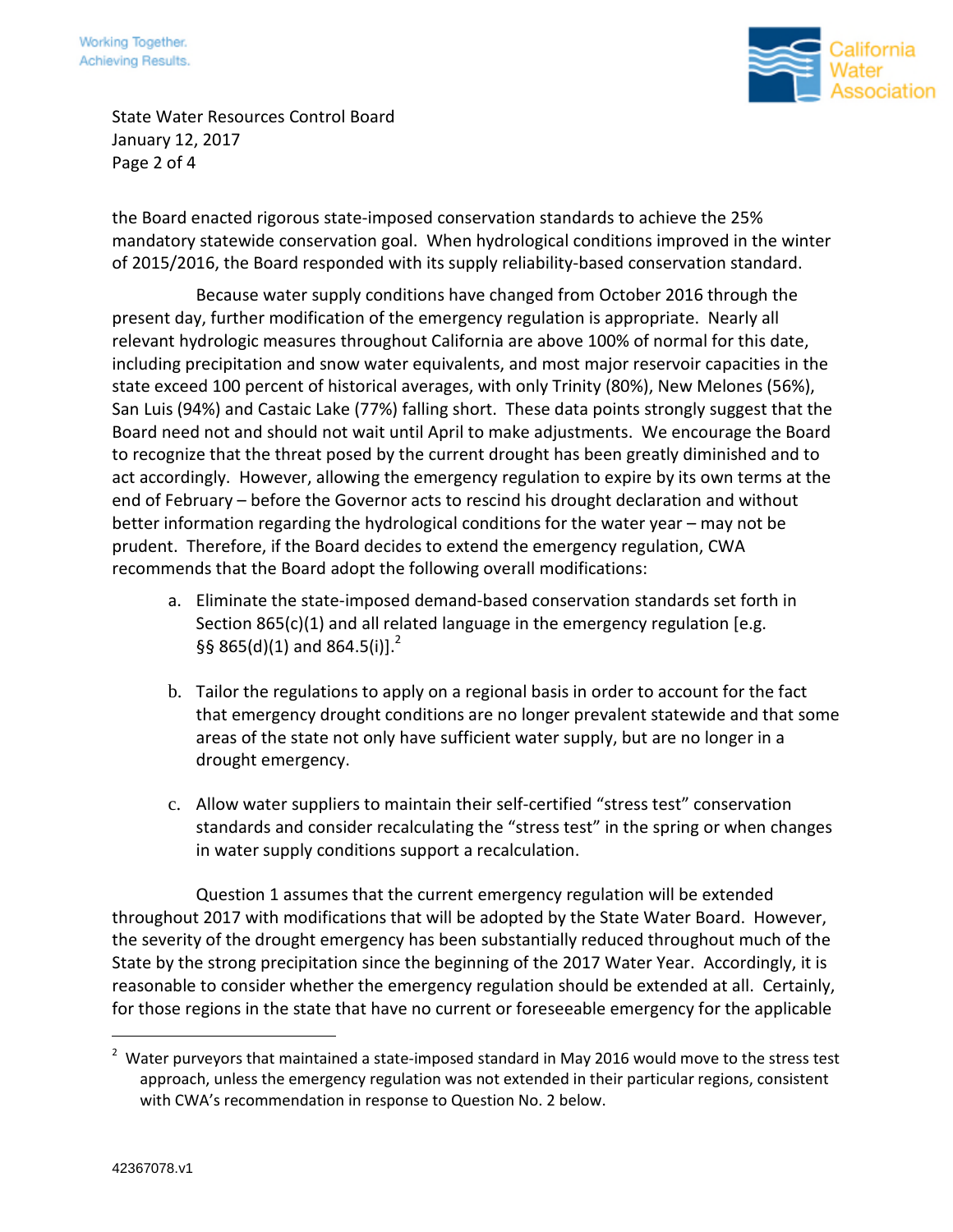the Board enacted rigorous state-imposed conservation standards to achieve the 25% mandatory statewide conservation goal. When hydrological conditions improved in the winter of 2015/2016, the Board responded with its supply reliability-based conservation standard.

Because water supply conditions have changed from October 2016 through the present day, further modification of the emergency regulation is appropriate. Nearly all relevant hydrologic measures throughout California are above 100% of normal for this date, including precipitation and snow water equivalents, and most major reservoir capacities in the state exceed 100 percent of historical averages, with only Trinity (80%), New Melones (56%), San Luis (94%) and Castaic Lake (77%) falling short. These data points strongly suggest that the Board need not and should not wait until April to make adjustments. We encourage the Board to recognize that the threat posed by the current drought has been greatly diminished and to act accordingly. However, allowing the emergency regulation to expire by its own terms at the end of February – before the Governor acts to rescind his drought declaration and without better information regarding the hydrological conditions for the water year – may not be prudent. Therefore, if the Board decides to extend the emergency regulation, CWA recommends that the Board adopt the following overall modifications:

a. Eliminate the state-imposed demand-based conservation standards set forth in Section 865(c)(1) and all related language in the emergency regulation [e.g. §§ 865(d)(1) and 864.5(i)].[2]

b. Tailor the regulations to apply on a regional basis in order to account for the fact that emergency drought conditions are no longer prevalent statewide and that some areas of the state not only have sufficient water supply, but are no longer in a drought emergency.

c. Allow water suppliers to maintain their self-certified "stress test" conservation standards and consider recalculating the "stress test" in the spring or when changes in water supply conditions support a recalculation.

Question 1 assumes that the current emergency regulation will be extended throughout 2017 with modifications that will be adopted by the State Water Board. However, the severity of the drought emergency has been substantially reduced throughout much of the State by the strong precipitation since the beginning of the 2017 Water Year. Accordingly, it is reasonable to consider whether the emergency regulation should be extended at all. Certainly, for those regions in the state that have no current or foreseeable emergency for the applicable

[2] Water purveyors that maintained a state-imposed standard in May 2016 would move to the stress test approach, unless the emergency regulation was not extended in their particular regions, consistent with CWA's recommendation in response to Question No. 2 below.

42367078.v1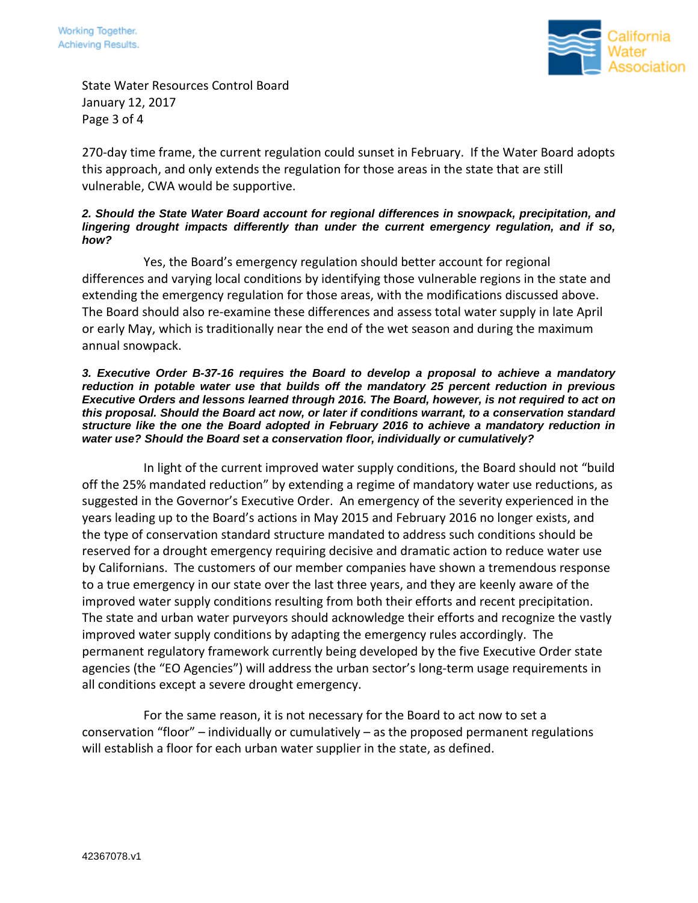270-day time frame, the current regulation could sunset in February. If the Water Board adopts this approach, and only extends the regulation for those areas in the state that are still vulnerable, CWA would be supportive.

***2. Should the State Water Board account for regional differences in snowpack, precipitation, and lingering drought impacts differently than under the current emergency regulation, and if so, how?***

Yes, the Board's emergency regulation should better account for regional differences and varying local conditions by identifying those vulnerable regions in the state and extending the emergency regulation for those areas, with the modifications discussed above. The Board should also re-examine these differences and assess total water supply in late April or early May, which is traditionally near the end of the wet season and during the maximum annual snowpack.

***3. Executive Order B-37-16 requires the Board to develop a proposal to achieve a mandatory reduction in potable water use that builds off the mandatory 25 percent reduction in previous Executive Orders and lessons learned through 2016. The Board, however, is not required to act on this proposal. Should the Board act now, or later if conditions warrant, to a conservation standard structure like the one the Board adopted in February 2016 to achieve a mandatory reduction in water use? Should the Board set a conservation floor, individually or cumulatively?***

In light of the current improved water supply conditions, the Board should not "build off the 25% mandated reduction" by extending a regime of mandatory water use reductions, as suggested in the Governor's Executive Order. An emergency of the severity experienced in the years leading up to the Board's actions in May 2015 and February 2016 no longer exists, and the type of conservation standard structure mandated to address such conditions should be reserved for a drought emergency requiring decisive and dramatic action to reduce water use by Californians. The customers of our member companies have shown a tremendous response to a true emergency in our state over the last three years, and they are keenly aware of the improved water supply conditions resulting from both their efforts and recent precipitation. The state and urban water purveyors should acknowledge their efforts and recognize the vastly improved water supply conditions by adapting the emergency rules accordingly. The permanent regulatory framework currently being developed by the five Executive Order state agencies (the "EO Agencies") will address the urban sector's long-term usage requirements in all conditions except a severe drought emergency.

For the same reason, it is not necessary for the Board to act now to set a conservation "floor" – individually or cumulatively – as the proposed permanent regulations will establish a floor for each urban water supplier in the state, as defined.

42367078.v1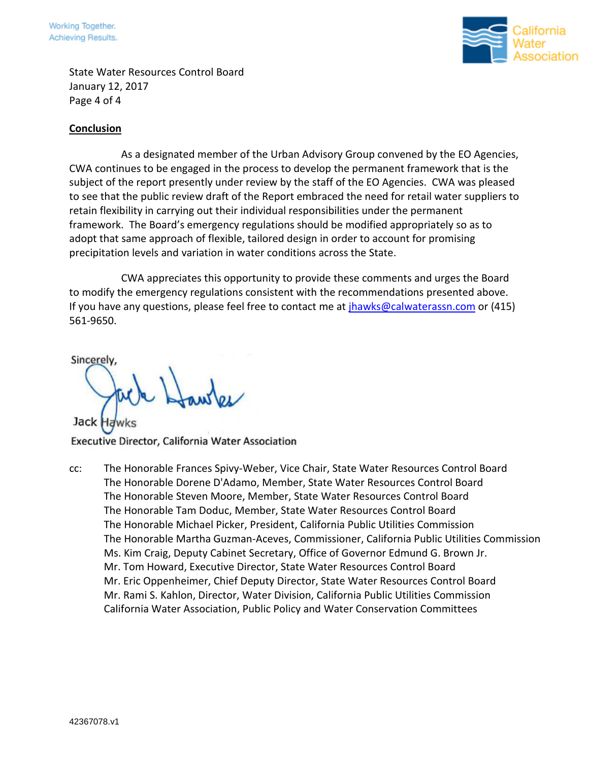State Water Resources Control Board
January 12, 2017

## Conclusion

As a designated member of the Urban Advisory Group convened by the EO Agencies, CWA continues to be engaged in the process to develop the permanent framework that is the subject of the report presently under review by the staff of the EO Agencies. CWA was pleased to see that the public review draft of the Report embraced the need for retail water suppliers to retain flexibility in carrying out their individual responsibilities under the permanent framework. The Board's emergency regulations should be modified appropriately so as to adopt that same approach of flexible, tailored design in order to account for promising precipitation levels and variation in water conditions across the State.

CWA appreciates this opportunity to provide these comments and urges the Board to modify the emergency regulations consistent with the recommendations presented above. If you have any questions, please feel free to contact me at jhawks@calwaterassn.com or (415) 561-9650.

Sincerely,

Jack Hawks
Executive Director, California Water Association

cc: The Honorable Frances Spivy-Weber, Vice Chair, State Water Resources Control Board
The Honorable Dorene D'Adamo, Member, State Water Resources Control Board
The Honorable Steven Moore, Member, State Water Resources Control Board
The Honorable Tam Doduc, Member, State Water Resources Control Board
The Honorable Michael Picker, President, California Public Utilities Commission
The Honorable Martha Guzman-Aceves, Commissioner, California Public Utilities Commission
Ms. Kim Craig, Deputy Cabinet Secretary, Office of Governor Edmund G. Brown Jr.
Mr. Tom Howard, Executive Director, State Water Resources Control Board
Mr. Eric Oppenheimer, Chief Deputy Director, State Water Resources Control Board
Mr. Rami S. Kahlon, Director, Water Division, California Public Utilities Commission
California Water Association, Public Policy and Water Conservation Committees

42367078.v1